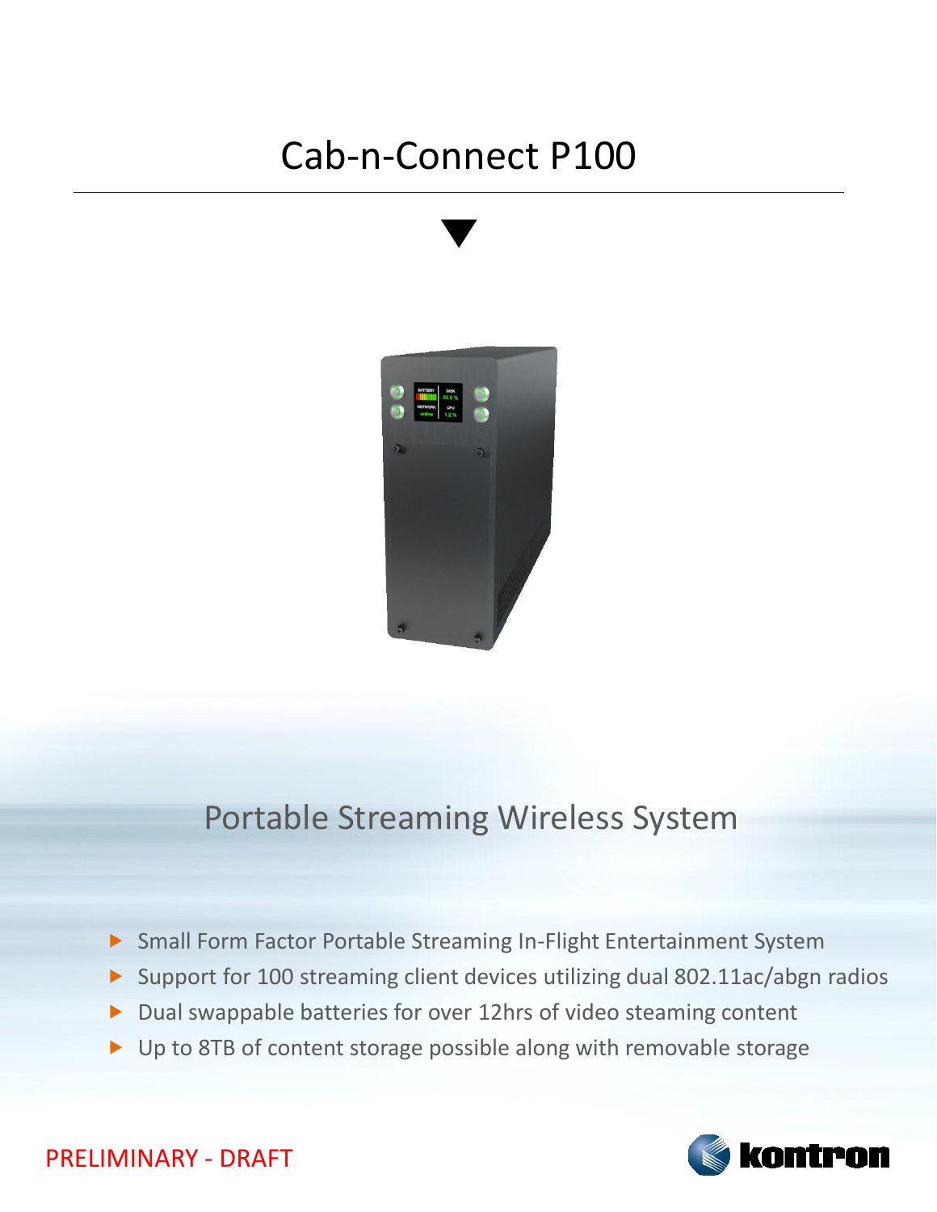# Cab-n-Connect P100

## Portable Streaming Wireless System

- Small Form Factor Portable Streaming In-Flight Entertainment System
- Support for 100 streaming client devices utilizing dual 802.11ac/abgn radios
- Dual swappable batteries for over 12hrs of video steaming content
- Up to 8TB of content storage possible along with removable storage

PRELIMINARY - DRAFT

kontron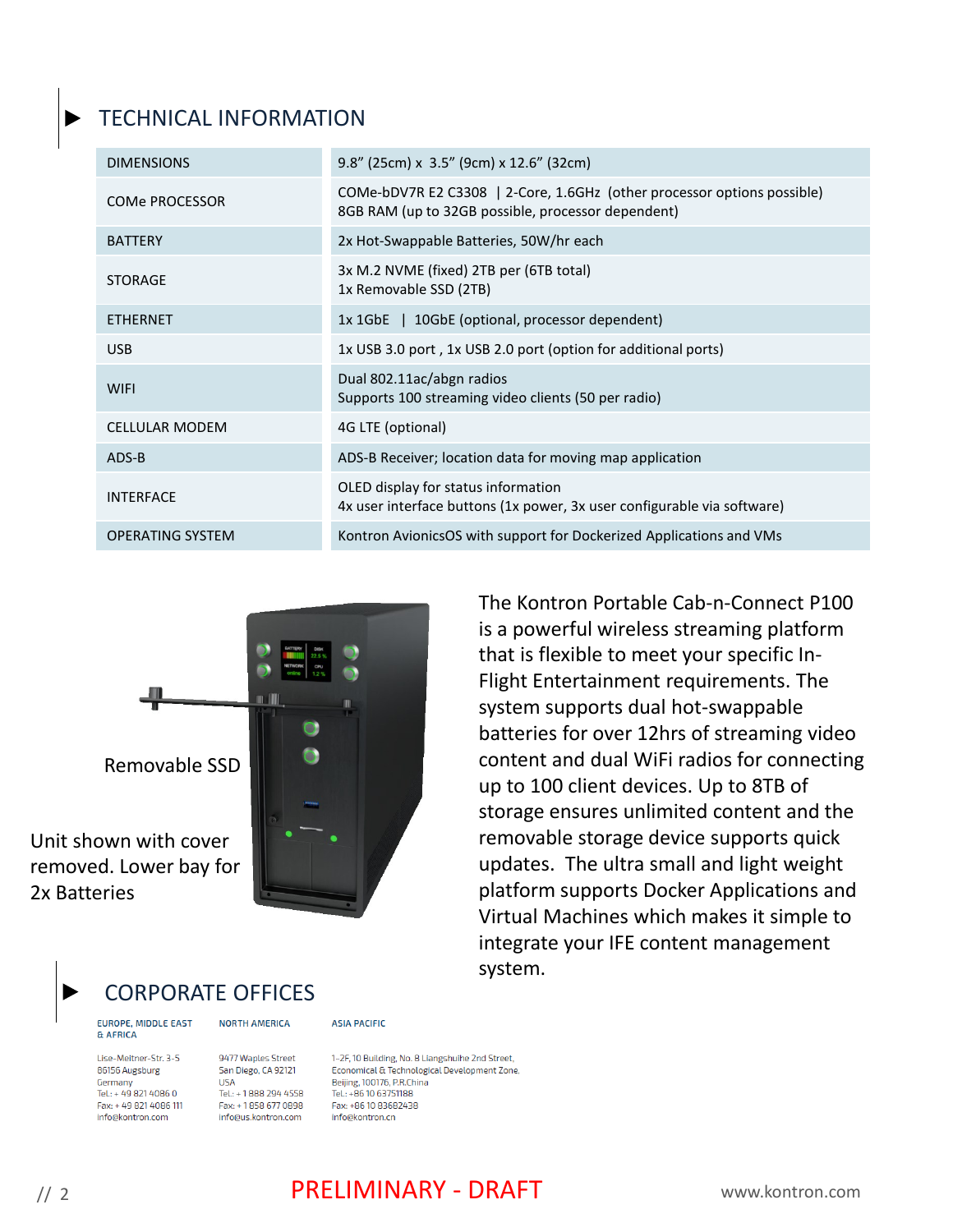## TECHNICAL INFORMATION

| | |
|---|---|
| DIMENSIONS | 9.8" (25cm) x 3.5" (9cm) x 12.6" (32cm) |
| COMe PROCESSOR | COMe-bDV7R E2 C3308 \| 2-Core, 1.6GHz (other processor options possible)<br>8GB RAM (up to 32GB possible, processor dependent) |
| BATTERY | 2x Hot-Swappable Batteries, 50W/hr each |
| STORAGE | 3x M.2 NVME (fixed) 2TB per (6TB total)<br>1x Removable SSD (2TB) |
| ETHERNET | 1x 1GbE \| 10GbE (optional, processor dependent) |
| USB | 1x USB 3.0 port , 1x USB 2.0 port (option for additional ports) |
| WIFI | Dual 802.11ac/abgn radios<br>Supports 100 streaming video clients (50 per radio) |
| CELLULAR MODEM | 4G LTE (optional) |
| ADS-B | ADS-B Receiver; location data for moving map application |
| INTERFACE | OLED display for status information<br>4x user interface buttons (1x power, 3x user configurable via software) |
| OPERATING SYSTEM | Kontron AvionicsOS with support for Dockerized Applications and VMs |

Removable SSD

Unit shown with cover removed. Lower bay for 2x Batteries

The Kontron Portable Cab-n-Connect P100 is a powerful wireless streaming platform that is flexible to meet your specific In-Flight Entertainment requirements. The system supports dual hot-swappable batteries for over 12hrs of streaming video content and dual WiFi radios for connecting up to 100 client devices. Up to 8TB of storage ensures unlimited content and the removable storage device supports quick updates. The ultra small and light weight platform supports Docker Applications and Virtual Machines which makes it simple to integrate your IFE content management system.

## CORPORATE OFFICES

**EUROPE, MIDDLE EAST & AFRICA**

Lise-Meitner-Str. 3-5
86156 Augsburg
Germany
Tel.: + 49 821 4086 0
Fax: + 49 821 4086 111
info@kontron.com

**NORTH AMERICA**

9477 Waples Street
San Diego, CA 92121
USA
Tel.: + 1 888 294 4558
Fax: + 1 858 677 0898
info@us.kontron.com

**ASIA PACIFIC**

1-2F, 10 Building, No. 8 Liangshuihe 2nd Street,
Economical & Technological Development Zone,
Beijing, 100176, P.R.China
Tel.: +86 10 63751188
Fax: +86 10 83682438
info@kontron.cn

PRELIMINARY - DRAFT

www.kontron.com